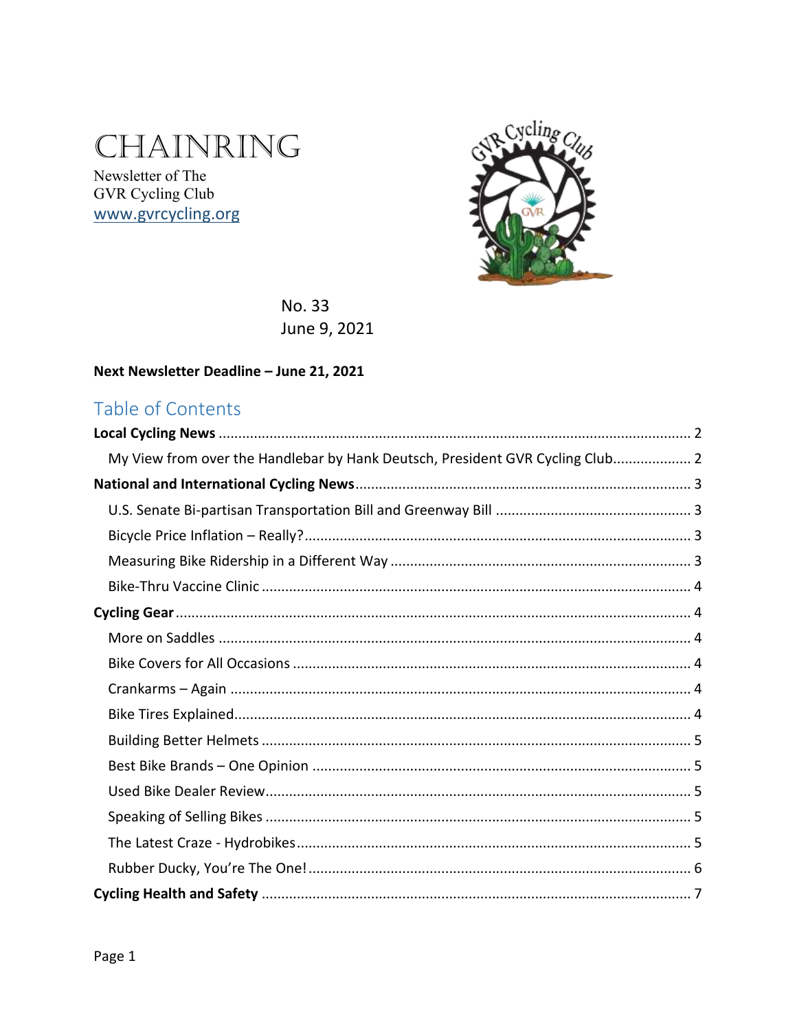# CHAINRING

Newsletter of The
GVR Cycling Club
www.gvrcycling.org

No. 33
June 9, 2021

**Next Newsletter Deadline – June 21, 2021**

## Table of Contents

**Local Cycling News** ........ 2
- My View from over the Handlebar by Hank Deutsch, President GVR Cycling Club ........ 2

**National and International Cycling News** ........ 3
- U.S. Senate Bi-partisan Transportation Bill and Greenway Bill ........ 3
- Bicycle Price Inflation – Really? ........ 3
- Measuring Bike Ridership in a Different Way ........ 3
- Bike-Thru Vaccine Clinic ........ 4

**Cycling Gear** ........ 4
- More on Saddles ........ 4
- Bike Covers for All Occasions ........ 4
- Crankarms – Again ........ 4
- Bike Tires Explained ........ 4
- Building Better Helmets ........ 5
- Best Bike Brands – One Opinion ........ 5
- Used Bike Dealer Review ........ 5
- Speaking of Selling Bikes ........ 5
- The Latest Craze - Hydrobikes ........ 5
- Rubber Ducky, You're The One! ........ 6

**Cycling Health and Safety** ........ 7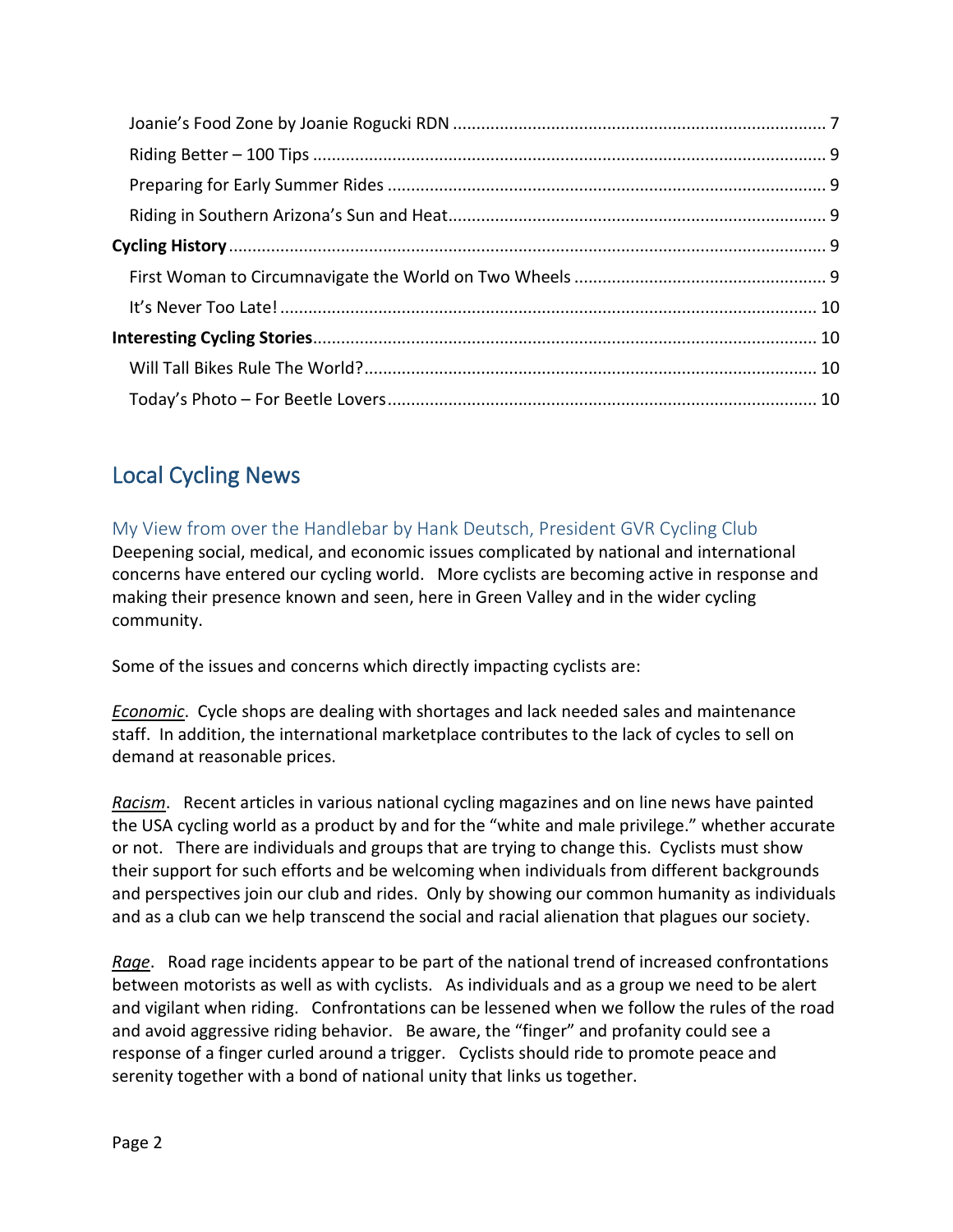- Joanie's Food Zone by Joanie Rogucki RDN ........ 7
- Riding Better – 100 Tips ........ 9
- Preparing for Early Summer Rides ........ 9
- Riding in Southern Arizona's Sun and Heat ........ 9

**Cycling History** ........ 9

- First Woman to Circumnavigate the World on Two Wheels ........ 9
- It's Never Too Late! ........ 10

**Interesting Cycling Stories** ........ 10

- Will Tall Bikes Rule The World? ........ 10
- Today's Photo – For Beetle Lovers ........ 10

# Local Cycling News

## My View from over the Handlebar by Hank Deutsch, President GVR Cycling Club

Deepening social, medical, and economic issues complicated by national and international concerns have entered our cycling world. More cyclists are becoming active in response and making their presence known and seen, here in Green Valley and in the wider cycling community.

Some of the issues and concerns which directly impacting cyclists are:

***Economic***. Cycle shops are dealing with shortages and lack needed sales and maintenance staff. In addition, the international marketplace contributes to the lack of cycles to sell on demand at reasonable prices.

***Racism***. Recent articles in various national cycling magazines and on line news have painted the USA cycling world as a product by and for the "white and male privilege." whether accurate or not. There are individuals and groups that are trying to change this. Cyclists must show their support for such efforts and be welcoming when individuals from different backgrounds and perspectives join our club and rides. Only by showing our common humanity as individuals and as a club can we help transcend the social and racial alienation that plagues our society.

***Rage***. Road rage incidents appear to be part of the national trend of increased confrontations between motorists as well as with cyclists. As individuals and as a group we need to be alert and vigilant when riding. Confrontations can be lessened when we follow the rules of the road and avoid aggressive riding behavior. Be aware, the "finger" and profanity could see a response of a finger curled around a trigger. Cyclists should ride to promote peace and serenity together with a bond of national unity that links us together.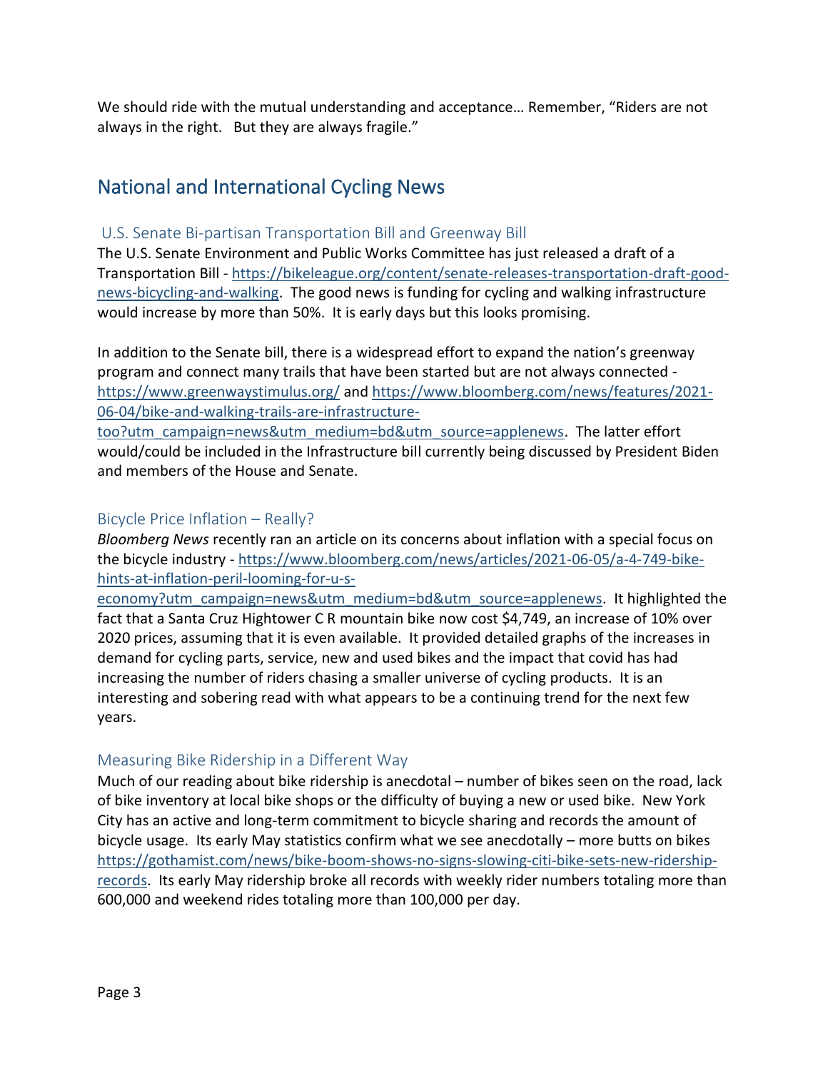We should ride with the mutual understanding and acceptance… Remember, "Riders are not always in the right. But they are always fragile."

## National and International Cycling News

### U.S. Senate Bi-partisan Transportation Bill and Greenway Bill

The U.S. Senate Environment and Public Works Committee has just released a draft of a Transportation Bill - https://bikeleague.org/content/senate-releases-transportation-draft-good-news-bicycling-and-walking. The good news is funding for cycling and walking infrastructure would increase by more than 50%. It is early days but this looks promising.

In addition to the Senate bill, there is a widespread effort to expand the nation's greenway program and connect many trails that have been started but are not always connected - https://www.greenwaystimulus.org/ and https://www.bloomberg.com/news/features/2021-06-04/bike-and-walking-trails-are-infrastructure-too?utm_campaign=news&utm_medium=bd&utm_source=applenews. The latter effort would/could be included in the Infrastructure bill currently being discussed by President Biden and members of the House and Senate.

### Bicycle Price Inflation – Really?

*Bloomberg News* recently ran an article on its concerns about inflation with a special focus on the bicycle industry - https://www.bloomberg.com/news/articles/2021-06-05/a-4-749-bike-hints-at-inflation-peril-looming-for-u-s-economy?utm_campaign=news&utm_medium=bd&utm_source=applenews. It highlighted the fact that a Santa Cruz Hightower C R mountain bike now cost $4,749, an increase of 10% over 2020 prices, assuming that it is even available. It provided detailed graphs of the increases in demand for cycling parts, service, new and used bikes and the impact that covid has had increasing the number of riders chasing a smaller universe of cycling products. It is an interesting and sobering read with what appears to be a continuing trend for the next few years.

### Measuring Bike Ridership in a Different Way

Much of our reading about bike ridership is anecdotal – number of bikes seen on the road, lack of bike inventory at local bike shops or the difficulty of buying a new or used bike. New York City has an active and long-term commitment to bicycle sharing and records the amount of bicycle usage. Its early May statistics confirm what we see anecdotally – more butts on bikes https://gothamist.com/news/bike-boom-shows-no-signs-slowing-citi-bike-sets-new-ridership-records. Its early May ridership broke all records with weekly rider numbers totaling more than 600,000 and weekend rides totaling more than 100,000 per day.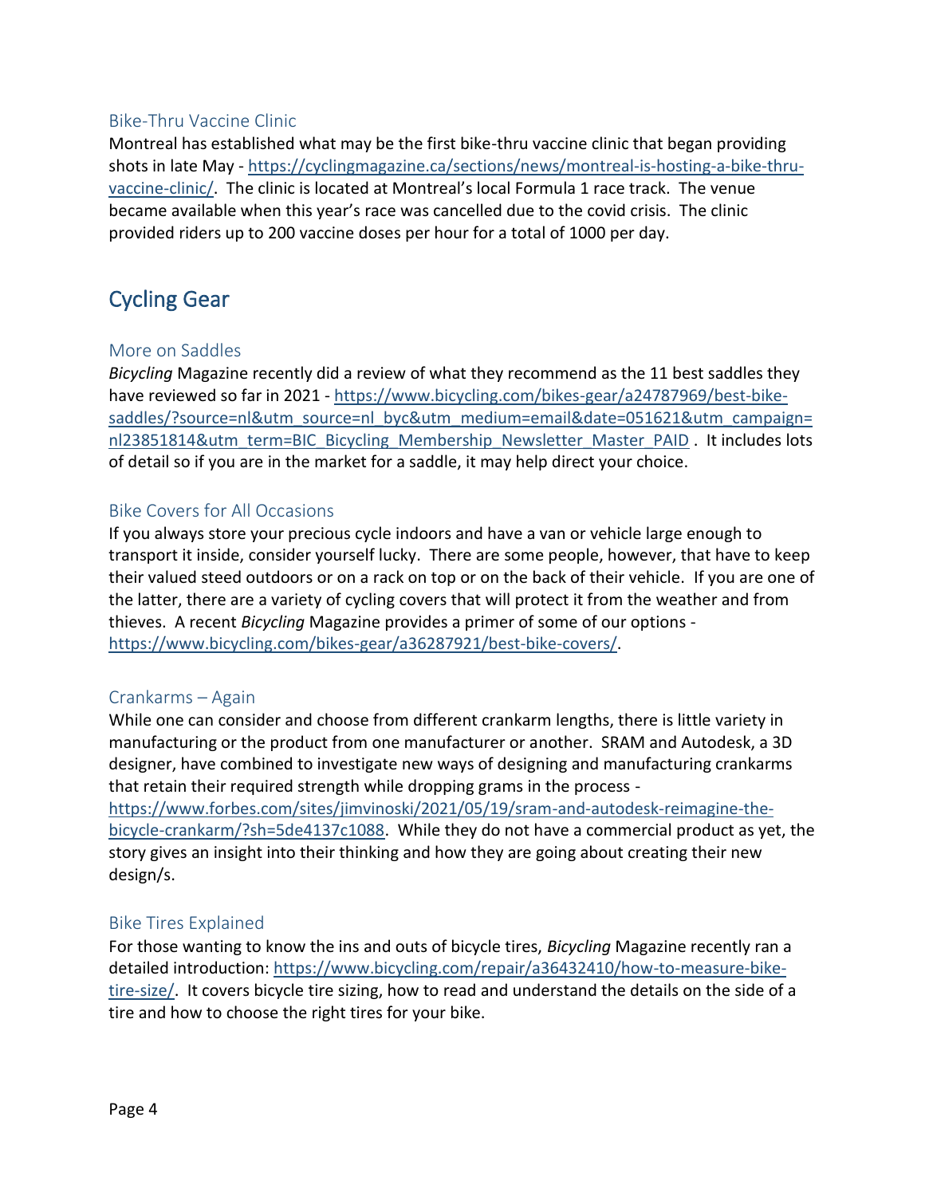### Bike-Thru Vaccine Clinic

Montreal has established what may be the first bike-thru vaccine clinic that began providing shots in late May - https://cyclingmagazine.ca/sections/news/montreal-is-hosting-a-bike-thru-vaccine-clinic/. The clinic is located at Montreal's local Formula 1 race track. The venue became available when this year's race was cancelled due to the covid crisis. The clinic provided riders up to 200 vaccine doses per hour for a total of 1000 per day.

## Cycling Gear

### More on Saddles

*Bicycling* Magazine recently did a review of what they recommend as the 11 best saddles they have reviewed so far in 2021 - https://www.bicycling.com/bikes-gear/a24787969/best-bike-saddles/?source=nl&utm_source=nl_byc&utm_medium=email&date=051621&utm_campaign=nl23851814&utm_term=BIC_Bicycling_Membership_Newsletter_Master_PAID . It includes lots of detail so if you are in the market for a saddle, it may help direct your choice.

### Bike Covers for All Occasions

If you always store your precious cycle indoors and have a van or vehicle large enough to transport it inside, consider yourself lucky. There are some people, however, that have to keep their valued steed outdoors or on a rack on top or on the back of their vehicle. If you are one of the latter, there are a variety of cycling covers that will protect it from the weather and from thieves. A recent *Bicycling* Magazine provides a primer of some of our options - https://www.bicycling.com/bikes-gear/a36287921/best-bike-covers/.

### Crankarms – Again

While one can consider and choose from different crankarm lengths, there is little variety in manufacturing or the product from one manufacturer or another. SRAM and Autodesk, a 3D designer, have combined to investigate new ways of designing and manufacturing crankarms that retain their required strength while dropping grams in the process - https://www.forbes.com/sites/jimvinoski/2021/05/19/sram-and-autodesk-reimagine-the-bicycle-crankarm/?sh=5de4137c1088. While they do not have a commercial product as yet, the story gives an insight into their thinking and how they are going about creating their new design/s.

### Bike Tires Explained

For those wanting to know the ins and outs of bicycle tires, *Bicycling* Magazine recently ran a detailed introduction: https://www.bicycling.com/repair/a36432410/how-to-measure-bike-tire-size/. It covers bicycle tire sizing, how to read and understand the details on the side of a tire and how to choose the right tires for your bike.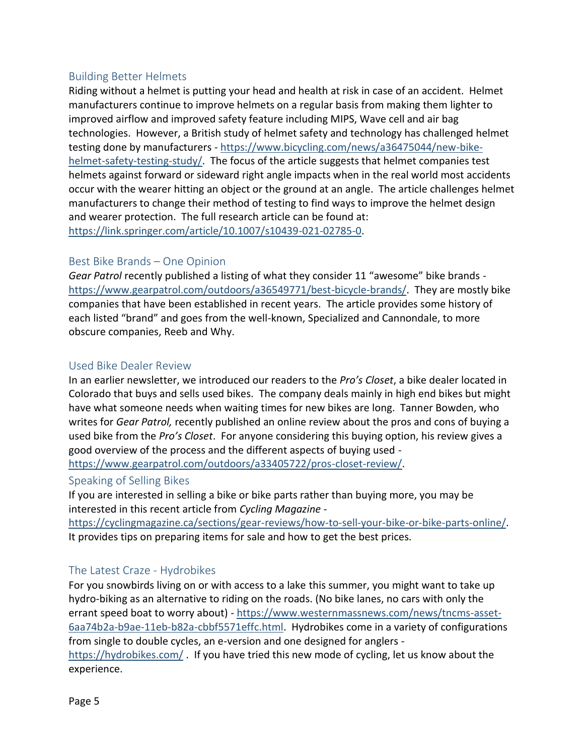## Building Better Helmets

Riding without a helmet is putting your head and health at risk in case of an accident. Helmet manufacturers continue to improve helmets on a regular basis from making them lighter to improved airflow and improved safety feature including MIPS, Wave cell and air bag technologies. However, a British study of helmet safety and technology has challenged helmet testing done by manufacturers - https://www.bicycling.com/news/a36475044/new-bike-helmet-safety-testing-study/. The focus of the article suggests that helmet companies test helmets against forward or sideward right angle impacts when in the real world most accidents occur with the wearer hitting an object or the ground at an angle. The article challenges helmet manufacturers to change their method of testing to find ways to improve the helmet design and wearer protection. The full research article can be found at: https://link.springer.com/article/10.1007/s10439-021-02785-0.

## Best Bike Brands – One Opinion

*Gear Patrol* recently published a listing of what they consider 11 "awesome" bike brands - https://www.gearpatrol.com/outdoors/a36549771/best-bicycle-brands/. They are mostly bike companies that have been established in recent years. The article provides some history of each listed "brand" and goes from the well-known, Specialized and Cannondale, to more obscure companies, Reeb and Why.

## Used Bike Dealer Review

In an earlier newsletter, we introduced our readers to the *Pro's Closet*, a bike dealer located in Colorado that buys and sells used bikes. The company deals mainly in high end bikes but might have what someone needs when waiting times for new bikes are long. Tanner Bowden, who writes for *Gear Patrol,* recently published an online review about the pros and cons of buying a used bike from the *Pro's Closet*. For anyone considering this buying option, his review gives a good overview of the process and the different aspects of buying used - https://www.gearpatrol.com/outdoors/a33405722/pros-closet-review/.

## Speaking of Selling Bikes

If you are interested in selling a bike or bike parts rather than buying more, you may be interested in this recent article from *Cycling Magazine* - https://cyclingmagazine.ca/sections/gear-reviews/how-to-sell-your-bike-or-bike-parts-online/. It provides tips on preparing items for sale and how to get the best prices.

## The Latest Craze - Hydrobikes

For you snowbirds living on or with access to a lake this summer, you might want to take up hydro-biking as an alternative to riding on the roads. (No bike lanes, no cars with only the errant speed boat to worry about) - https://www.westernmassnews.com/news/tncms-asset-6aa74b2a-b9ae-11eb-b82a-cbbf5571effc.html. Hydrobikes come in a variety of configurations from single to double cycles, an e-version and one designed for anglers - https://hydrobikes.com/ . If you have tried this new mode of cycling, let us know about the experience.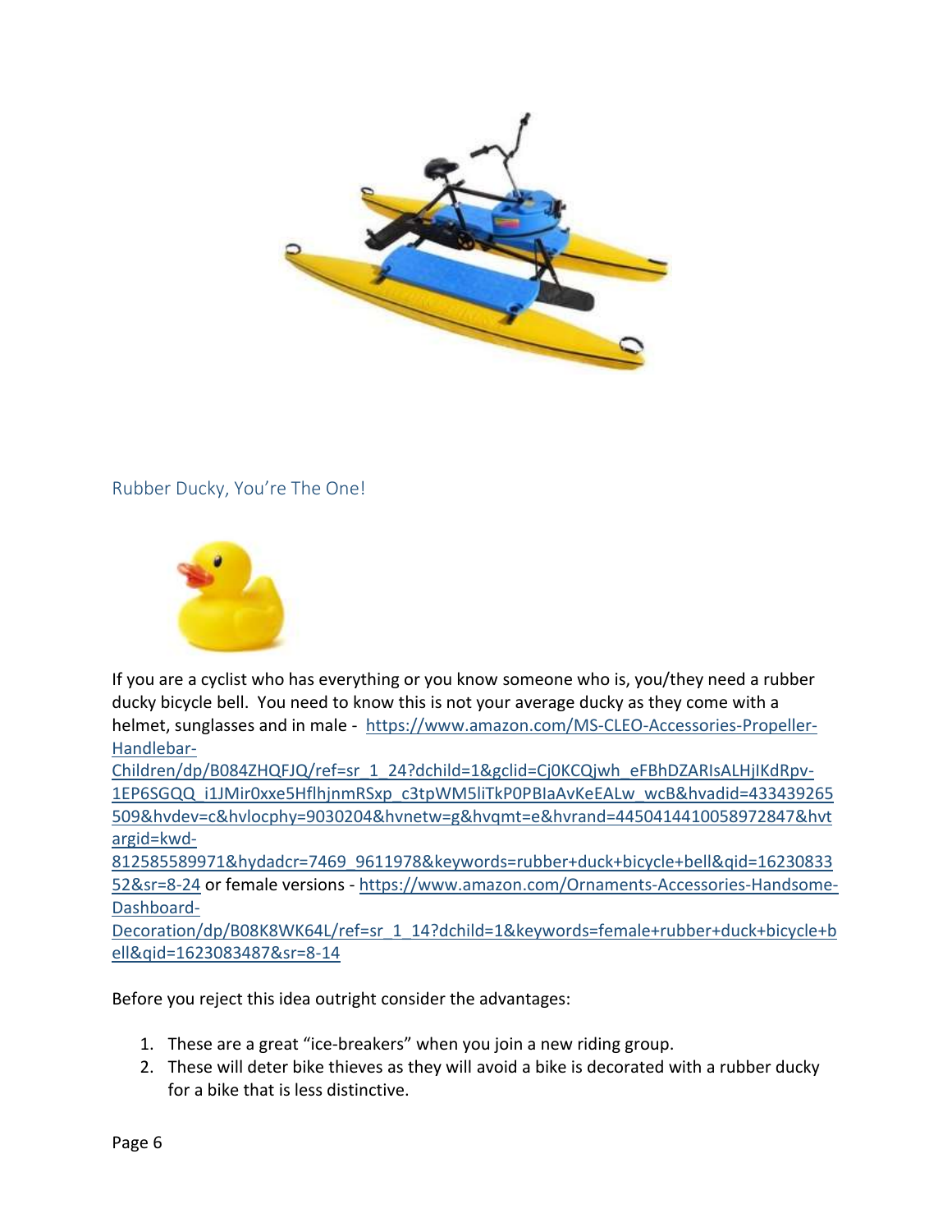## Rubber Ducky, You're The One!

If you are a cyclist who has everything or you know someone who is, you/they need a rubber ducky bicycle bell. You need to know this is not your average ducky as they come with a helmet, sunglasses and in male - https://www.amazon.com/MS-CLEO-Accessories-Propeller-Handlebar-Children/dp/B084ZHQFJQ/ref=sr_1_24?dchild=1&gclid=Cj0KCQjwh_eFBhDZARIsALHjIKdRpv-1EP6SGQQ_i1JMir0xxe5HflhjnmRSxp_c3tpWM5liTkP0PBIaAvKeEALw_wcB&hvadid=433439265509&hvdev=c&hvlocphy=9030204&hvnetw=g&hvqmt=e&hvrand=4450414410058972847&hvtargid=kwd-812585589971&hydadcr=7469_9611978&keywords=rubber+duck+bicycle+bell&qid=1623083352&sr=8-24 or female versions - https://www.amazon.com/Ornaments-Accessories-Handsome-Dashboard-Decoration/dp/B08K8WK64L/ref=sr_1_14?dchild=1&keywords=female+rubber+duck+bicycle+bell&qid=1623083487&sr=8-14

Before you reject this idea outright consider the advantages:

1. These are a great "ice-breakers" when you join a new riding group.
2. These will deter bike thieves as they will avoid a bike is decorated with a rubber ducky for a bike that is less distinctive.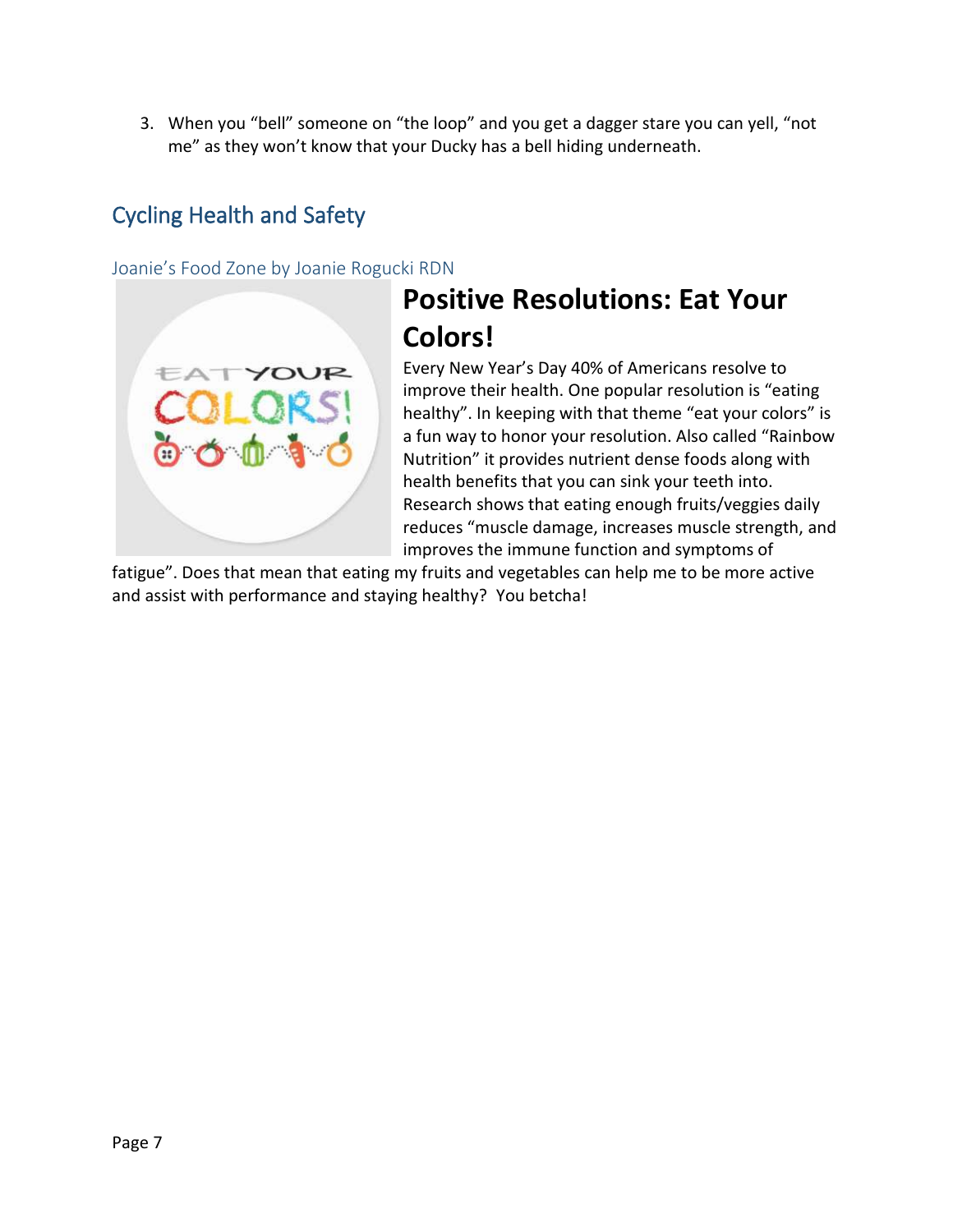3. When you "bell" someone on "the loop" and you get a dagger stare you can yell, "not me" as they won't know that your Ducky has a bell hiding underneath.

## Cycling Health and Safety

### Joanie's Food Zone by Joanie Rogucki RDN

# Positive Resolutions: Eat Your Colors!

Every New Year's Day 40% of Americans resolve to improve their health. One popular resolution is "eating healthy". In keeping with that theme "eat your colors" is a fun way to honor your resolution. Also called "Rainbow Nutrition" it provides nutrient dense foods along with health benefits that you can sink your teeth into. Research shows that eating enough fruits/veggies daily reduces "muscle damage, increases muscle strength, and improves the immune function and symptoms of fatigue". Does that mean that eating my fruits and vegetables can help me to be more active and assist with performance and staying healthy? You betcha!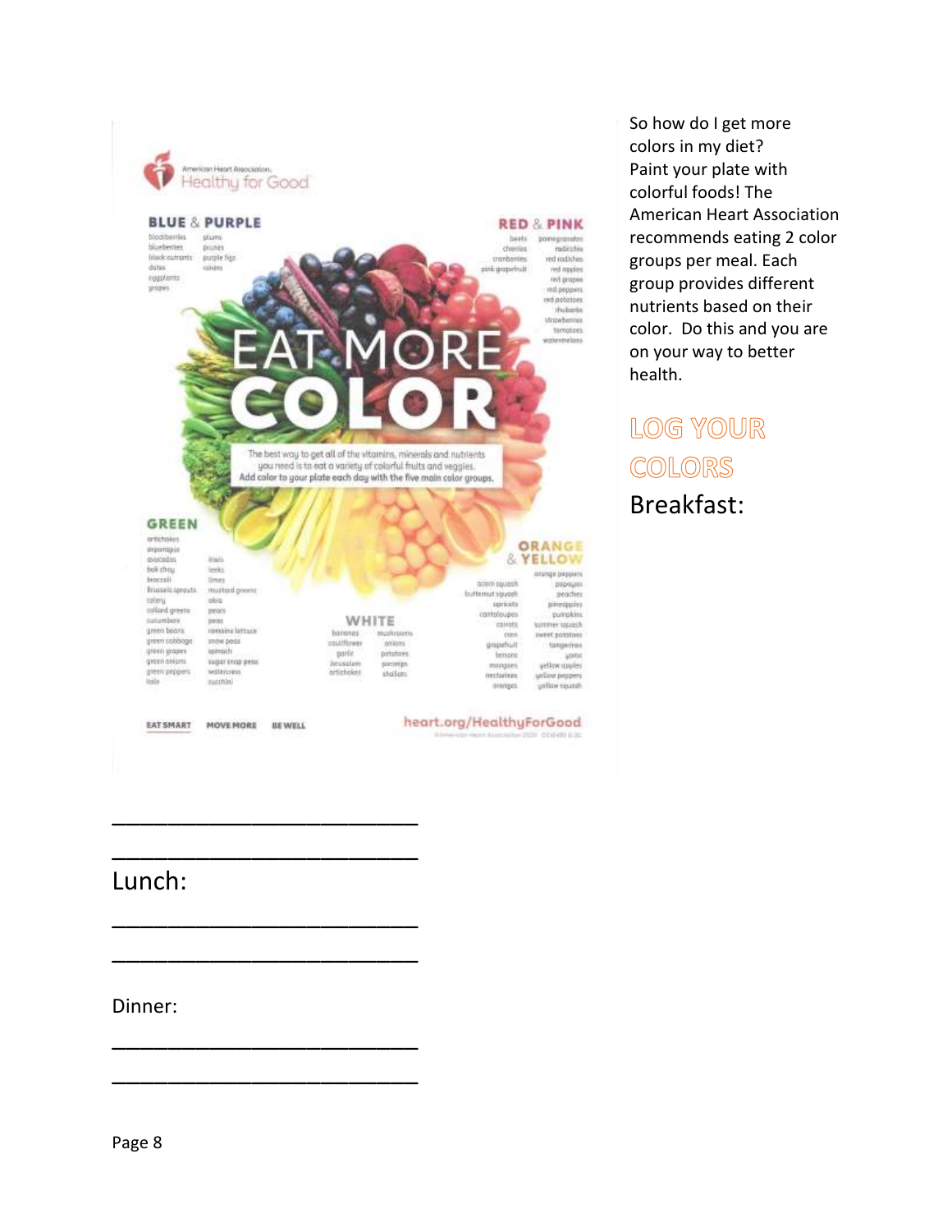American Heart Association. Healthy for Good

**BLUE & PURPLE**

blackberries, blueberries, black currants, dates, eggplants, grapes, plums, prunes, purple figs, raisins

**RED & PINK**

beets, cherries, cranberries, pink grapefruit, pomegranates, radicchio, red radishes, red apples, red grapes, red peppers, red potatoes, rhubarb, strawberries, tomatoes, watermelons

# EAT MORE COLOR

The best way to get all of the vitamins, minerals and nutrients you need is to eat a variety of colorful fruits and veggies. **Add color to your plate each day with the five main color groups.**

**GREEN**

artichokes, asparagus, avocados, bok choy, broccoli, Brussels sprouts, celery, collard greens, cucumbers, green beans, green cabbage, green grapes, green onions, green peppers, kale, kiwis, leeks, limes, mustard greens, okra, pears, peas, romaine lettuce, snow peas, spinach, sugar snap peas, watercress, zucchini

**WHITE**

bananas, cauliflower, garlic, Jerusalem artichokes, mushrooms, onions, potatoes, parsnips, shallots

**ORANGE & YELLOW**

acorn squash, butternut squash, apricots, cantaloupes, carrots, corn, grapefruit, lemons, mangoes, nectarines, oranges, orange peppers, papayas, peaches, pineapples, pumpkins, summer squash, sweet potatoes, tangerines, yams, yellow apples, yellow peppers, yellow squash

EAT SMART MOVE MORE BE WELL

heart.org/HealthyForGood

So how do I get more colors in my diet? Paint your plate with colorful foods! The American Heart Association recommends eating 2 color groups per meal. Each group provides different nutrients based on their color. Do this and you are on your way to better health.

## LOG YOUR COLORS

Breakfast:

________________________

________________________

Lunch:

________________________

________________________

Dinner:

________________________

________________________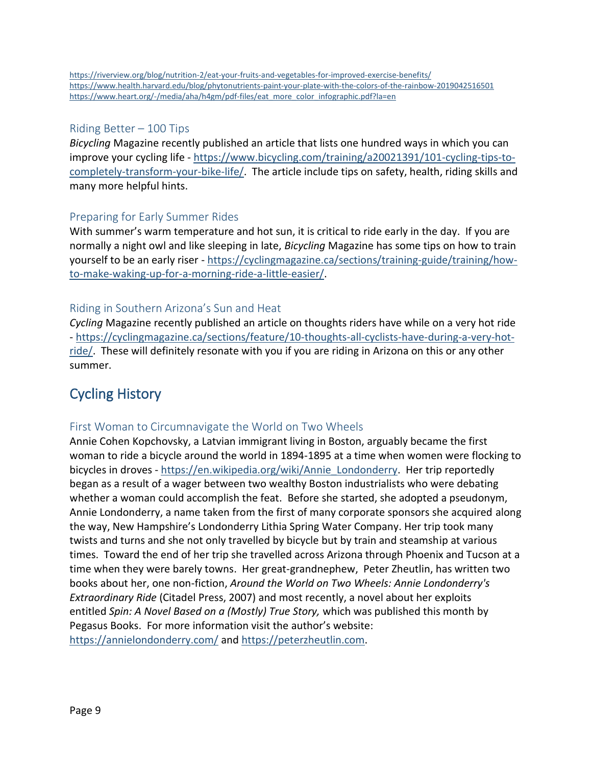https://riverview.org/blog/nutrition-2/eat-your-fruits-and-vegetables-for-improved-exercise-benefits/
https://www.health.harvard.edu/blog/phytonutrients-paint-your-plate-with-the-colors-of-the-rainbow-2019042516501
https://www.heart.org/-/media/aha/h4gm/pdf-files/eat_more_color_infographic.pdf?la=en

### Riding Better – 100 Tips

*Bicycling* Magazine recently published an article that lists one hundred ways in which you can improve your cycling life - https://www.bicycling.com/training/a20021391/101-cycling-tips-to-completely-transform-your-bike-life/. The article include tips on safety, health, riding skills and many more helpful hints.

### Preparing for Early Summer Rides

With summer's warm temperature and hot sun, it is critical to ride early in the day. If you are normally a night owl and like sleeping in late, *Bicycling* Magazine has some tips on how to train yourself to be an early riser - https://cyclingmagazine.ca/sections/training-guide/training/how-to-make-waking-up-for-a-morning-ride-a-little-easier/.

### Riding in Southern Arizona's Sun and Heat

*Cycling* Magazine recently published an article on thoughts riders have while on a very hot ride - https://cyclingmagazine.ca/sections/feature/10-thoughts-all-cyclists-have-during-a-very-hot-ride/. These will definitely resonate with you if you are riding in Arizona on this or any other summer.

## Cycling History

### First Woman to Circumnavigate the World on Two Wheels

Annie Cohen Kopchovsky, a Latvian immigrant living in Boston, arguably became the first woman to ride a bicycle around the world in 1894-1895 at a time when women were flocking to bicycles in droves - https://en.wikipedia.org/wiki/Annie_Londonderry. Her trip reportedly began as a result of a wager between two wealthy Boston industrialists who were debating whether a woman could accomplish the feat. Before she started, she adopted a pseudonym, Annie Londonderry, a name taken from the first of many corporate sponsors she acquired along the way, New Hampshire's Londonderry Lithia Spring Water Company. Her trip took many twists and turns and she not only travelled by bicycle but by train and steamship at various times. Toward the end of her trip she travelled across Arizona through Phoenix and Tucson at a time when they were barely towns. Her great-grandnephew, Peter Zheutlin, has written two books about her, one non-fiction, *Around the World on Two Wheels: Annie Londonderry's Extraordinary Ride* (Citadel Press, 2007) and most recently, a novel about her exploits entitled *Spin: A Novel Based on a (Mostly) True Story,* which was published this month by Pegasus Books. For more information visit the author's website: https://annielondonderry.com/ and https://peterzheutlin.com.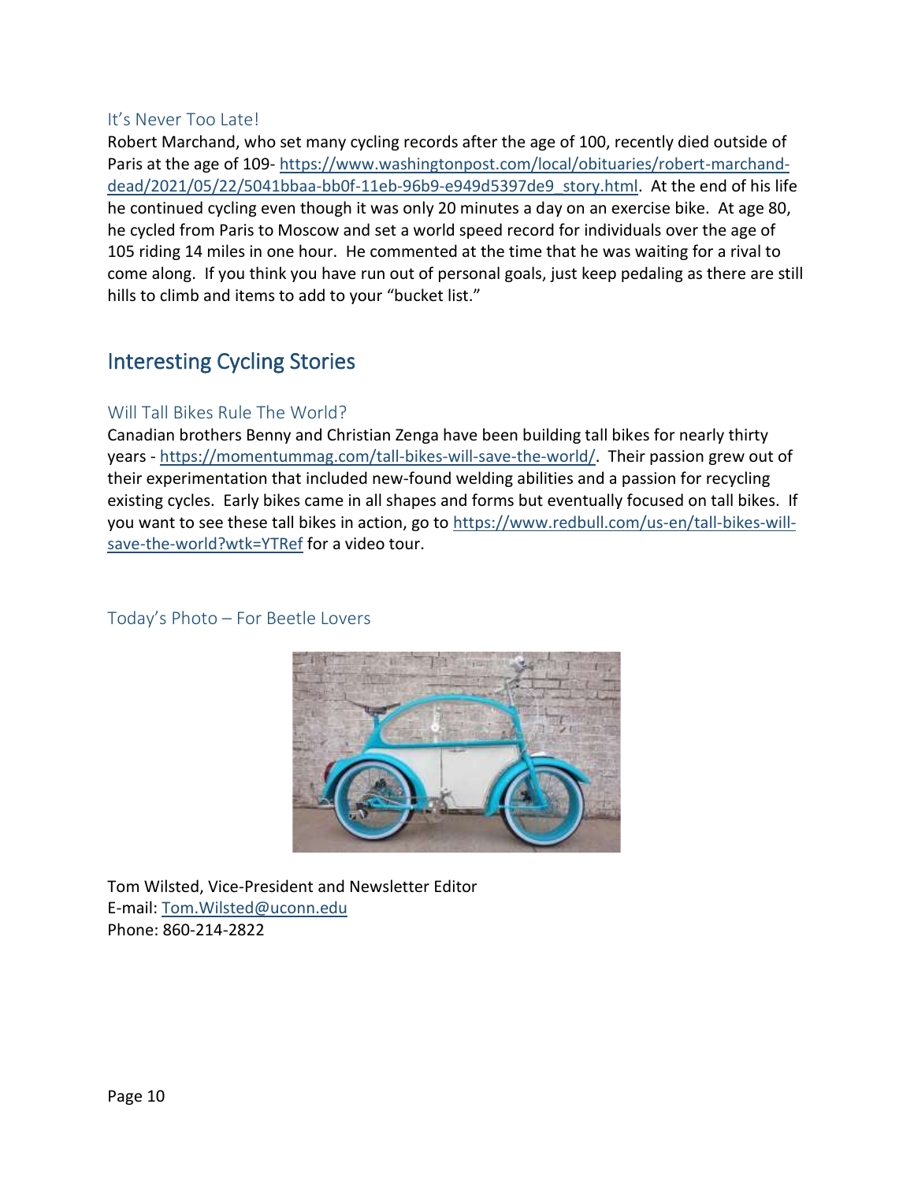### It's Never Too Late!

Robert Marchand, who set many cycling records after the age of 100, recently died outside of Paris at the age of 109- https://www.washingtonpost.com/local/obituaries/robert-marchand-dead/2021/05/22/5041bbaa-bb0f-11eb-96b9-e949d5397de9_story.html. At the end of his life he continued cycling even though it was only 20 minutes a day on an exercise bike. At age 80, he cycled from Paris to Moscow and set a world speed record for individuals over the age of 105 riding 14 miles in one hour. He commented at the time that he was waiting for a rival to come along. If you think you have run out of personal goals, just keep pedaling as there are still hills to climb and items to add to your "bucket list."

## Interesting Cycling Stories

### Will Tall Bikes Rule The World?

Canadian brothers Benny and Christian Zenga have been building tall bikes for nearly thirty years - https://momentummag.com/tall-bikes-will-save-the-world/. Their passion grew out of their experimentation that included new-found welding abilities and a passion for recycling existing cycles. Early bikes came in all shapes and forms but eventually focused on tall bikes. If you want to see these tall bikes in action, go to https://www.redbull.com/us-en/tall-bikes-will-save-the-world?wtk=YTRef for a video tour.

### Today's Photo – For Beetle Lovers

Tom Wilsted, Vice-President and Newsletter Editor  
E-mail: Tom.Wilsted@uconn.edu  
Phone: 860-214-2822